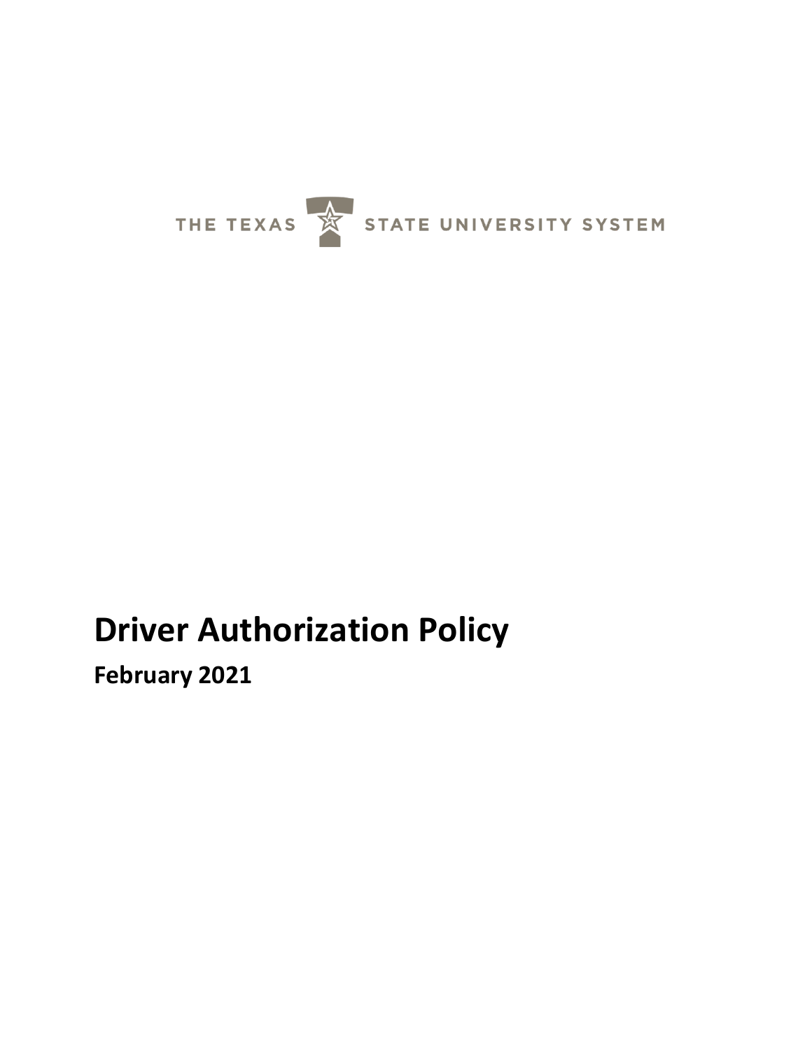THE TEXAS STATE UNIVERSITY SYSTEM

# Driver Authorization Policy

**February 2021**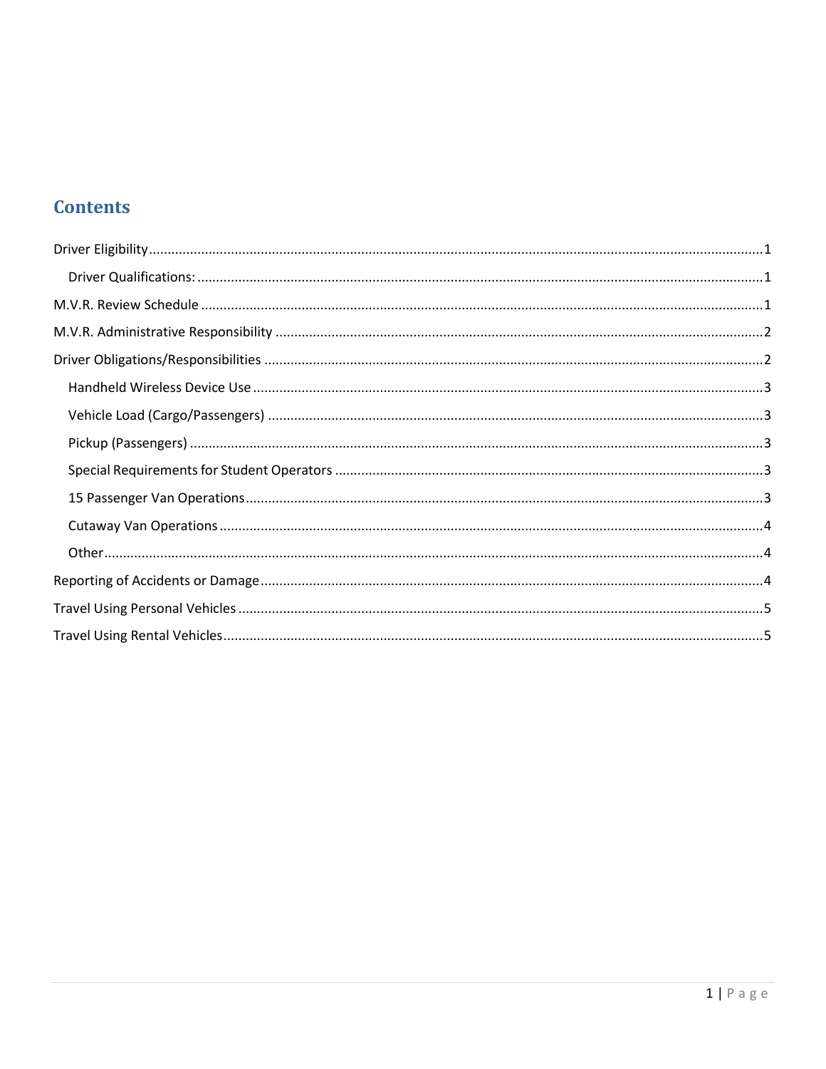# Contents

- Driver Eligibility ..... 1
  - Driver Qualifications: ..... 1
- M.V.R. Review Schedule ..... 1
- M.V.R. Administrative Responsibility ..... 2
- Driver Obligations/Responsibilities ..... 2
  - Handheld Wireless Device Use ..... 3
  - Vehicle Load (Cargo/Passengers) ..... 3
  - Pickup (Passengers) ..... 3
  - Special Requirements for Student Operators ..... 3
  - 15 Passenger Van Operations ..... 3
  - Cutaway Van Operations ..... 4
  - Other ..... 4
- Reporting of Accidents or Damage ..... 4
- Travel Using Personal Vehicles ..... 5
- Travel Using Rental Vehicles ..... 5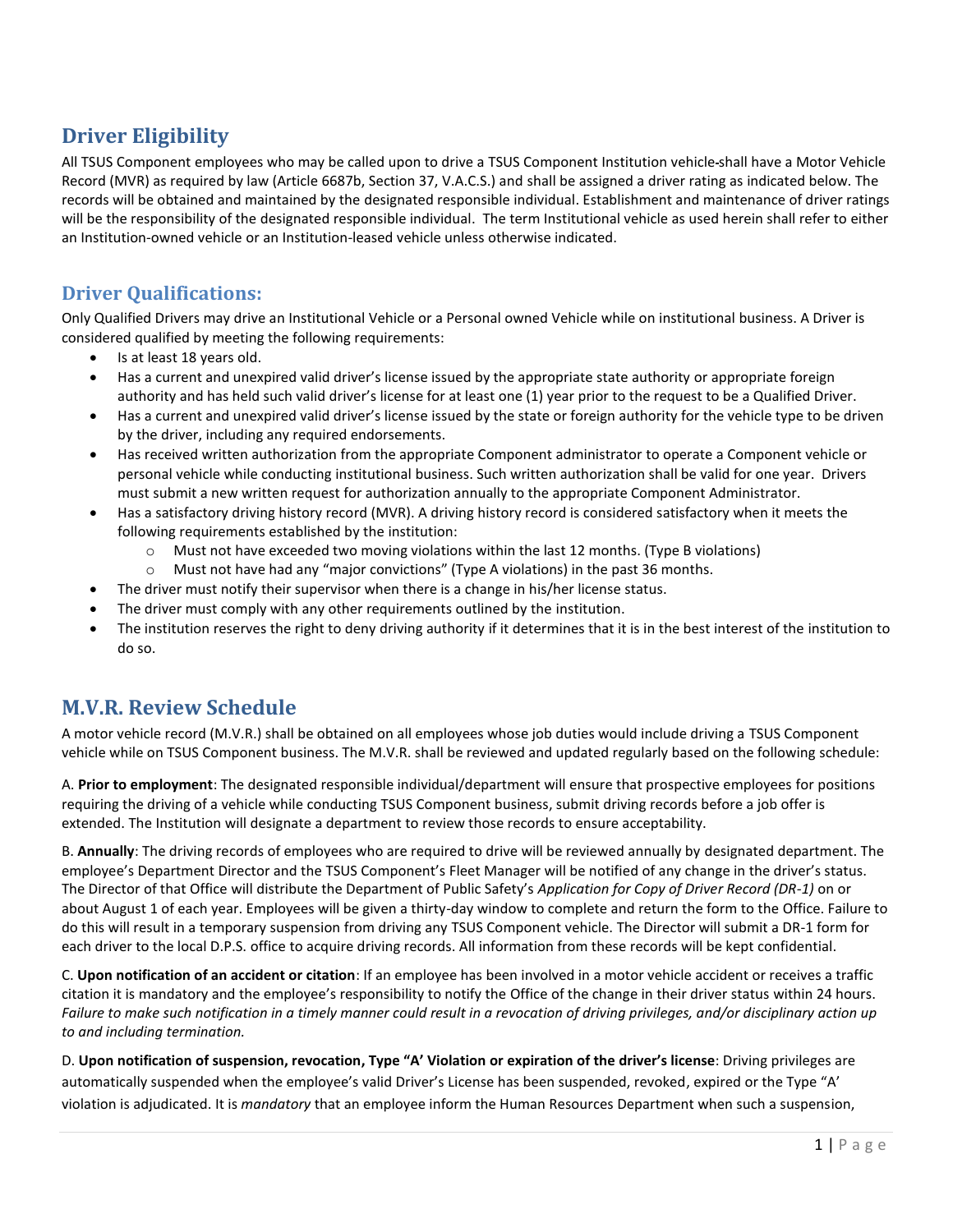## Driver Eligibility

All TSUS Component employees who may be called upon to drive a TSUS Component Institution vehicle shall have a Motor Vehicle Record (MVR) as required by law (Article 6687b, Section 37, V.A.C.S.) and shall be assigned a driver rating as indicated below. The records will be obtained and maintained by the designated responsible individual. Establishment and maintenance of driver ratings will be the responsibility of the designated responsible individual. The term Institutional vehicle as used herein shall refer to either an Institution-owned vehicle or an Institution-leased vehicle unless otherwise indicated.

### Driver Qualifications:

Only Qualified Drivers may drive an Institutional Vehicle or a Personal owned Vehicle while on institutional business. A Driver is considered qualified by meeting the following requirements:

- Is at least 18 years old.
- Has a current and unexpired valid driver's license issued by the appropriate state authority or appropriate foreign authority and has held such valid driver's license for at least one (1) year prior to the request to be a Qualified Driver.
- Has a current and unexpired valid driver's license issued by the state or foreign authority for the vehicle type to be driven by the driver, including any required endorsements.
- Has received written authorization from the appropriate Component administrator to operate a Component vehicle or personal vehicle while conducting institutional business. Such written authorization shall be valid for one year. Drivers must submit a new written request for authorization annually to the appropriate Component Administrator.
- Has a satisfactory driving history record (MVR). A driving history record is considered satisfactory when it meets the following requirements established by the institution:
  - Must not have exceeded two moving violations within the last 12 months. (Type B violations)
  - Must not have had any "major convictions" (Type A violations) in the past 36 months.
- The driver must notify their supervisor when there is a change in his/her license status.
- The driver must comply with any other requirements outlined by the institution.
- The institution reserves the right to deny driving authority if it determines that it is in the best interest of the institution to do so.

## M.V.R. Review Schedule

A motor vehicle record (M.V.R.) shall be obtained on all employees whose job duties would include driving a TSUS Component vehicle while on TSUS Component business. The M.V.R. shall be reviewed and updated regularly based on the following schedule:

A. **Prior to employment**: The designated responsible individual/department will ensure that prospective employees for positions requiring the driving of a vehicle while conducting TSUS Component business, submit driving records before a job offer is extended. The Institution will designate a department to review those records to ensure acceptability.

B. **Annually**: The driving records of employees who are required to drive will be reviewed annually by designated department. The employee's Department Director and the TSUS Component's Fleet Manager will be notified of any change in the driver's status. The Director of that Office will distribute the Department of Public Safety's *Application for Copy of Driver Record (DR-1)* on or about August 1 of each year. Employees will be given a thirty-day window to complete and return the form to the Office. Failure to do this will result in a temporary suspension from driving any TSUS Component vehicle. The Director will submit a DR-1 form for each driver to the local D.P.S. office to acquire driving records. All information from these records will be kept confidential.

C. **Upon notification of an accident or citation**: If an employee has been involved in a motor vehicle accident or receives a traffic citation it is mandatory and the employee's responsibility to notify the Office of the change in their driver status within 24 hours. *Failure to make such notification in a timely manner could result in a revocation of driving privileges, and/or disciplinary action up to and including termination.*

D. **Upon notification of suspension, revocation, Type "A' Violation or expiration of the driver's license**: Driving privileges are automatically suspended when the employee's valid Driver's License has been suspended, revoked, expired or the Type "A' violation is adjudicated. It is *mandatory* that an employee inform the Human Resources Department when such a suspension,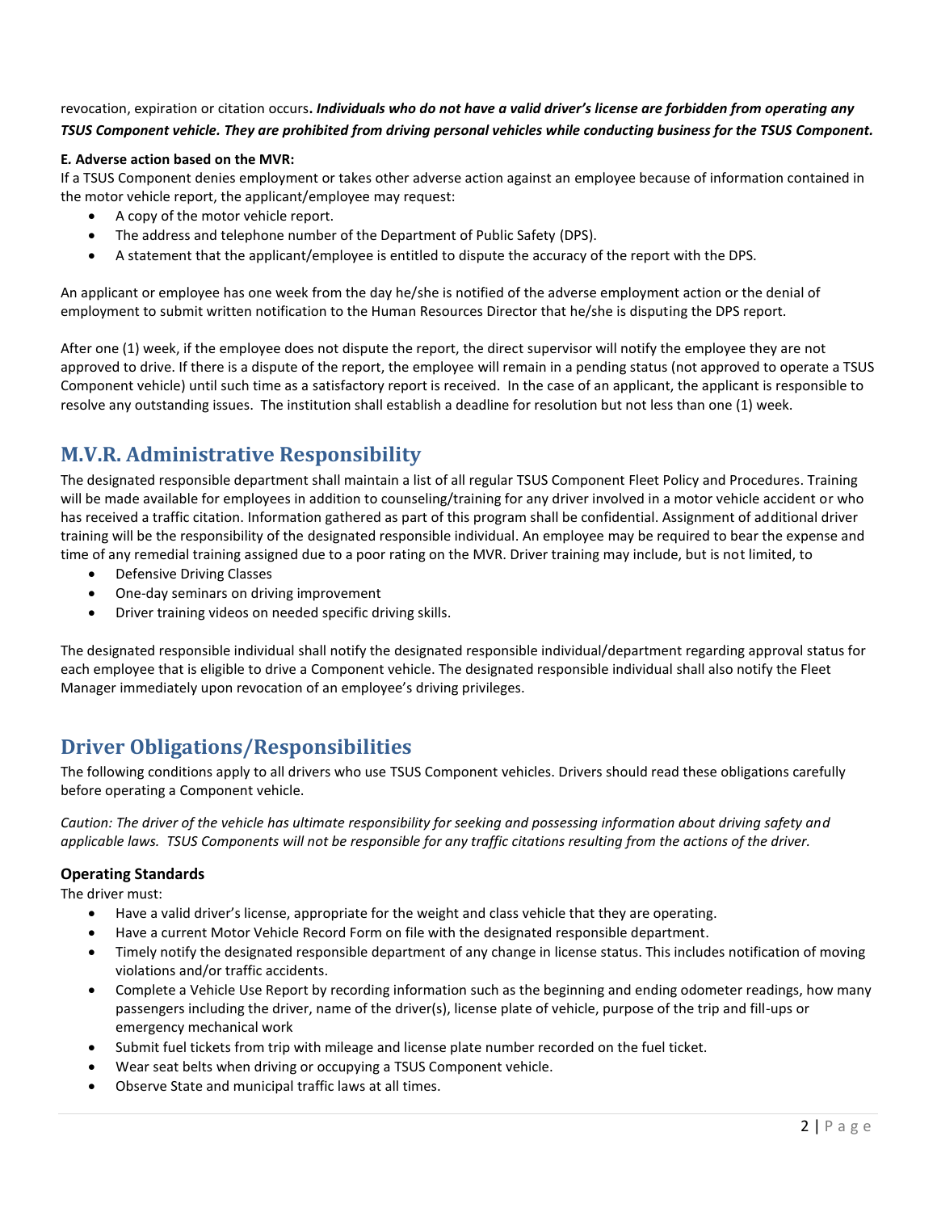revocation, expiration or citation occurs**.** ***Individuals who do not have a valid driver's license are forbidden from operating any TSUS Component vehicle. They are prohibited from driving personal vehicles while conducting business for the TSUS Component.***

**E. Adverse action based on the MVR:**

If a TSUS Component denies employment or takes other adverse action against an employee because of information contained in the motor vehicle report, the applicant/employee may request:

- A copy of the motor vehicle report.
- The address and telephone number of the Department of Public Safety (DPS).
- A statement that the applicant/employee is entitled to dispute the accuracy of the report with the DPS.

An applicant or employee has one week from the day he/she is notified of the adverse employment action or the denial of employment to submit written notification to the Human Resources Director that he/she is disputing the DPS report.

After one (1) week, if the employee does not dispute the report, the direct supervisor will notify the employee they are not approved to drive. If there is a dispute of the report, the employee will remain in a pending status (not approved to operate a TSUS Component vehicle) until such time as a satisfactory report is received. In the case of an applicant, the applicant is responsible to resolve any outstanding issues. The institution shall establish a deadline for resolution but not less than one (1) week.

## M.V.R. Administrative Responsibility

The designated responsible department shall maintain a list of all regular TSUS Component Fleet Policy and Procedures. Training will be made available for employees in addition to counseling/training for any driver involved in a motor vehicle accident or who has received a traffic citation. Information gathered as part of this program shall be confidential. Assignment of additional driver training will be the responsibility of the designated responsible individual. An employee may be required to bear the expense and time of any remedial training assigned due to a poor rating on the MVR. Driver training may include, but is not limited, to

- Defensive Driving Classes
- One-day seminars on driving improvement
- Driver training videos on needed specific driving skills.

The designated responsible individual shall notify the designated responsible individual/department regarding approval status for each employee that is eligible to drive a Component vehicle. The designated responsible individual shall also notify the Fleet Manager immediately upon revocation of an employee's driving privileges.

## Driver Obligations/Responsibilities

The following conditions apply to all drivers who use TSUS Component vehicles. Drivers should read these obligations carefully before operating a Component vehicle.

*Caution: The driver of the vehicle has ultimate responsibility for seeking and possessing information about driving safety and applicable laws. TSUS Components will not be responsible for any traffic citations resulting from the actions of the driver.*

### Operating Standards

The driver must:

- Have a valid driver's license, appropriate for the weight and class vehicle that they are operating.
- Have a current Motor Vehicle Record Form on file with the designated responsible department.
- Timely notify the designated responsible department of any change in license status. This includes notification of moving violations and/or traffic accidents.
- Complete a Vehicle Use Report by recording information such as the beginning and ending odometer readings, how many passengers including the driver, name of the driver(s), license plate of vehicle, purpose of the trip and fill-ups or emergency mechanical work
- Submit fuel tickets from trip with mileage and license plate number recorded on the fuel ticket.
- Wear seat belts when driving or occupying a TSUS Component vehicle.
- Observe State and municipal traffic laws at all times.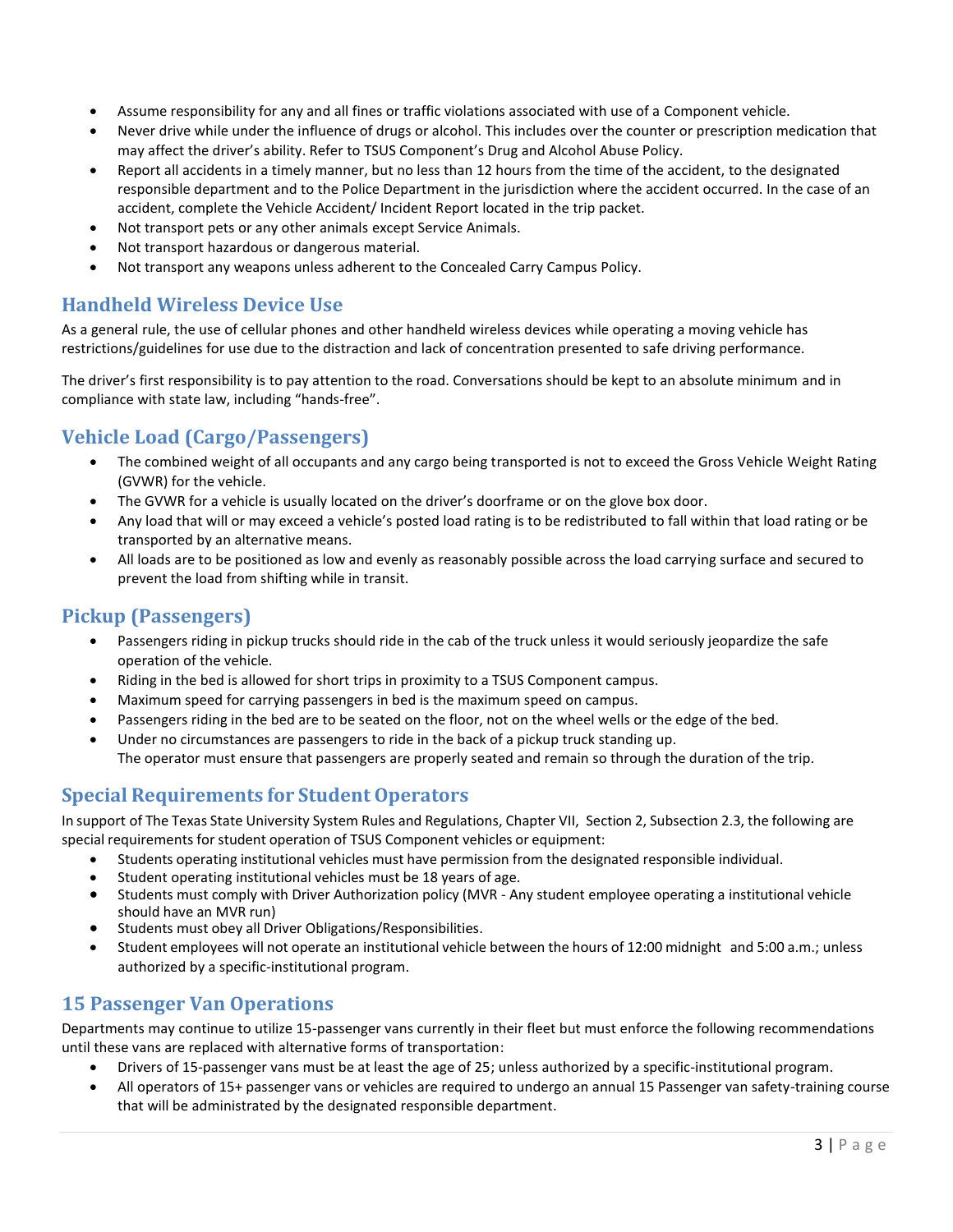- Assume responsibility for any and all fines or traffic violations associated with use of a Component vehicle.
- Never drive while under the influence of drugs or alcohol. This includes over the counter or prescription medication that may affect the driver's ability. Refer to TSUS Component's Drug and Alcohol Abuse Policy.
- Report all accidents in a timely manner, but no less than 12 hours from the time of the accident, to the designated responsible department and to the Police Department in the jurisdiction where the accident occurred. In the case of an accident, complete the Vehicle Accident/ Incident Report located in the trip packet.
- Not transport pets or any other animals except Service Animals.
- Not transport hazardous or dangerous material.
- Not transport any weapons unless adherent to the Concealed Carry Campus Policy.

## Handheld Wireless Device Use

As a general rule, the use of cellular phones and other handheld wireless devices while operating a moving vehicle has restrictions/guidelines for use due to the distraction and lack of concentration presented to safe driving performance.

The driver's first responsibility is to pay attention to the road. Conversations should be kept to an absolute minimum and in compliance with state law, including "hands-free".

## Vehicle Load (Cargo/Passengers)

- The combined weight of all occupants and any cargo being transported is not to exceed the Gross Vehicle Weight Rating (GVWR) for the vehicle.
- The GVWR for a vehicle is usually located on the driver's doorframe or on the glove box door.
- Any load that will or may exceed a vehicle's posted load rating is to be redistributed to fall within that load rating or be transported by an alternative means.
- All loads are to be positioned as low and evenly as reasonably possible across the load carrying surface and secured to prevent the load from shifting while in transit.

## Pickup (Passengers)

- Passengers riding in pickup trucks should ride in the cab of the truck unless it would seriously jeopardize the safe operation of the vehicle.
- Riding in the bed is allowed for short trips in proximity to a TSUS Component campus.
- Maximum speed for carrying passengers in bed is the maximum speed on campus.
- Passengers riding in the bed are to be seated on the floor, not on the wheel wells or the edge of the bed.
- Under no circumstances are passengers to ride in the back of a pickup truck standing up.
  The operator must ensure that passengers are properly seated and remain so through the duration of the trip.

## Special Requirements for Student Operators

In support of The Texas State University System Rules and Regulations, Chapter VII, Section 2, Subsection 2.3, the following are special requirements for student operation of TSUS Component vehicles or equipment:

- Students operating institutional vehicles must have permission from the designated responsible individual.
- Student operating institutional vehicles must be 18 years of age.
- Students must comply with Driver Authorization policy (MVR - Any student employee operating a institutional vehicle should have an MVR run)
- Students must obey all Driver Obligations/Responsibilities.
- Student employees will not operate an institutional vehicle between the hours of 12:00 midnight and 5:00 a.m.; unless authorized by a specific-institutional program.

## 15 Passenger Van Operations

Departments may continue to utilize 15-passenger vans currently in their fleet but must enforce the following recommendations until these vans are replaced with alternative forms of transportation:

- Drivers of 15-passenger vans must be at least the age of 25; unless authorized by a specific-institutional program.
- All operators of 15+ passenger vans or vehicles are required to undergo an annual 15 Passenger van safety-training course that will be administrated by the designated responsible department.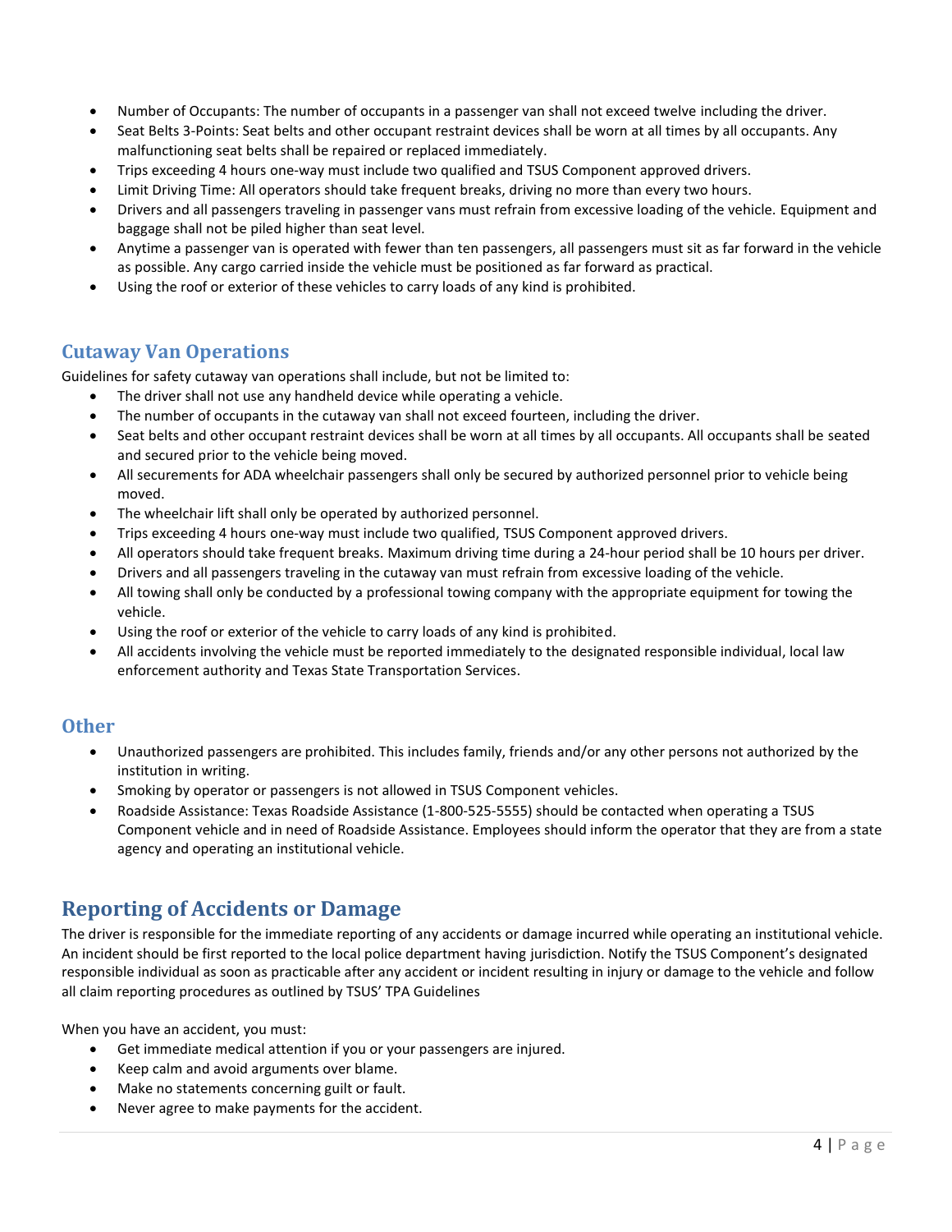- Number of Occupants: The number of occupants in a passenger van shall not exceed twelve including the driver.
- Seat Belts 3-Points: Seat belts and other occupant restraint devices shall be worn at all times by all occupants. Any malfunctioning seat belts shall be repaired or replaced immediately.
- Trips exceeding 4 hours one-way must include two qualified and TSUS Component approved drivers.
- Limit Driving Time: All operators should take frequent breaks, driving no more than every two hours.
- Drivers and all passengers traveling in passenger vans must refrain from excessive loading of the vehicle. Equipment and baggage shall not be piled higher than seat level.
- Anytime a passenger van is operated with fewer than ten passengers, all passengers must sit as far forward in the vehicle as possible. Any cargo carried inside the vehicle must be positioned as far forward as practical.
- Using the roof or exterior of these vehicles to carry loads of any kind is prohibited.

### Cutaway Van Operations

Guidelines for safety cutaway van operations shall include, but not be limited to:

- The driver shall not use any handheld device while operating a vehicle.
- The number of occupants in the cutaway van shall not exceed fourteen, including the driver.
- Seat belts and other occupant restraint devices shall be worn at all times by all occupants. All occupants shall be seated and secured prior to the vehicle being moved.
- All securements for ADA wheelchair passengers shall only be secured by authorized personnel prior to vehicle being moved.
- The wheelchair lift shall only be operated by authorized personnel.
- Trips exceeding 4 hours one-way must include two qualified, TSUS Component approved drivers.
- All operators should take frequent breaks. Maximum driving time during a 24-hour period shall be 10 hours per driver.
- Drivers and all passengers traveling in the cutaway van must refrain from excessive loading of the vehicle.
- All towing shall only be conducted by a professional towing company with the appropriate equipment for towing the vehicle.
- Using the roof or exterior of the vehicle to carry loads of any kind is prohibited.
- All accidents involving the vehicle must be reported immediately to the designated responsible individual, local law enforcement authority and Texas State Transportation Services.

### Other

- Unauthorized passengers are prohibited. This includes family, friends and/or any other persons not authorized by the institution in writing.
- Smoking by operator or passengers is not allowed in TSUS Component vehicles.
- Roadside Assistance: Texas Roadside Assistance (1-800-525-5555) should be contacted when operating a TSUS Component vehicle and in need of Roadside Assistance. Employees should inform the operator that they are from a state agency and operating an institutional vehicle.

## Reporting of Accidents or Damage

The driver is responsible for the immediate reporting of any accidents or damage incurred while operating an institutional vehicle. An incident should be first reported to the local police department having jurisdiction. Notify the TSUS Component's designated responsible individual as soon as practicable after any accident or incident resulting in injury or damage to the vehicle and follow all claim reporting procedures as outlined by TSUS' TPA Guidelines

When you have an accident, you must:

- Get immediate medical attention if you or your passengers are injured.
- Keep calm and avoid arguments over blame.
- Make no statements concerning guilt or fault.
- Never agree to make payments for the accident.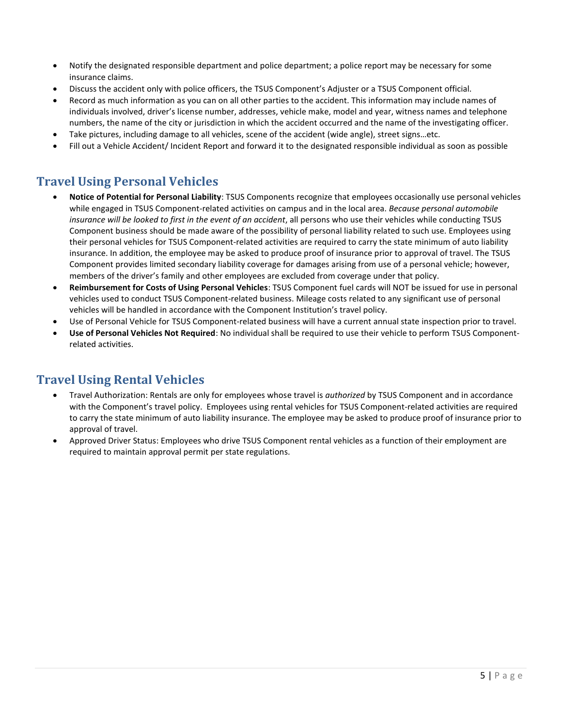- Notify the designated responsible department and police department; a police report may be necessary for some insurance claims.
- Discuss the accident only with police officers, the TSUS Component's Adjuster or a TSUS Component official.
- Record as much information as you can on all other parties to the accident. This information may include names of individuals involved, driver's license number, addresses, vehicle make, model and year, witness names and telephone numbers, the name of the city or jurisdiction in which the accident occurred and the name of the investigating officer.
- Take pictures, including damage to all vehicles, scene of the accident (wide angle), street signs…etc.
- Fill out a Vehicle Accident/ Incident Report and forward it to the designated responsible individual as soon as possible

## Travel Using Personal Vehicles

- **Notice of Potential for Personal Liability**: TSUS Components recognize that employees occasionally use personal vehicles while engaged in TSUS Component-related activities on campus and in the local area. *Because personal automobile insurance will be looked to first in the event of an accident*, all persons who use their vehicles while conducting TSUS Component business should be made aware of the possibility of personal liability related to such use. Employees using their personal vehicles for TSUS Component-related activities are required to carry the state minimum of auto liability insurance. In addition, the employee may be asked to produce proof of insurance prior to approval of travel. The TSUS Component provides limited secondary liability coverage for damages arising from use of a personal vehicle; however, members of the driver's family and other employees are excluded from coverage under that policy.
- **Reimbursement for Costs of Using Personal Vehicles**: TSUS Component fuel cards will NOT be issued for use in personal vehicles used to conduct TSUS Component-related business. Mileage costs related to any significant use of personal vehicles will be handled in accordance with the Component Institution's travel policy.
- Use of Personal Vehicle for TSUS Component-related business will have a current annual state inspection prior to travel.
- **Use of Personal Vehicles Not Required**: No individual shall be required to use their vehicle to perform TSUS Component-related activities.

## Travel Using Rental Vehicles

- Travel Authorization: Rentals are only for employees whose travel is *authorized* by TSUS Component and in accordance with the Component's travel policy. Employees using rental vehicles for TSUS Component-related activities are required to carry the state minimum of auto liability insurance. The employee may be asked to produce proof of insurance prior to approval of travel.
- Approved Driver Status: Employees who drive TSUS Component rental vehicles as a function of their employment are required to maintain approval permit per state regulations.